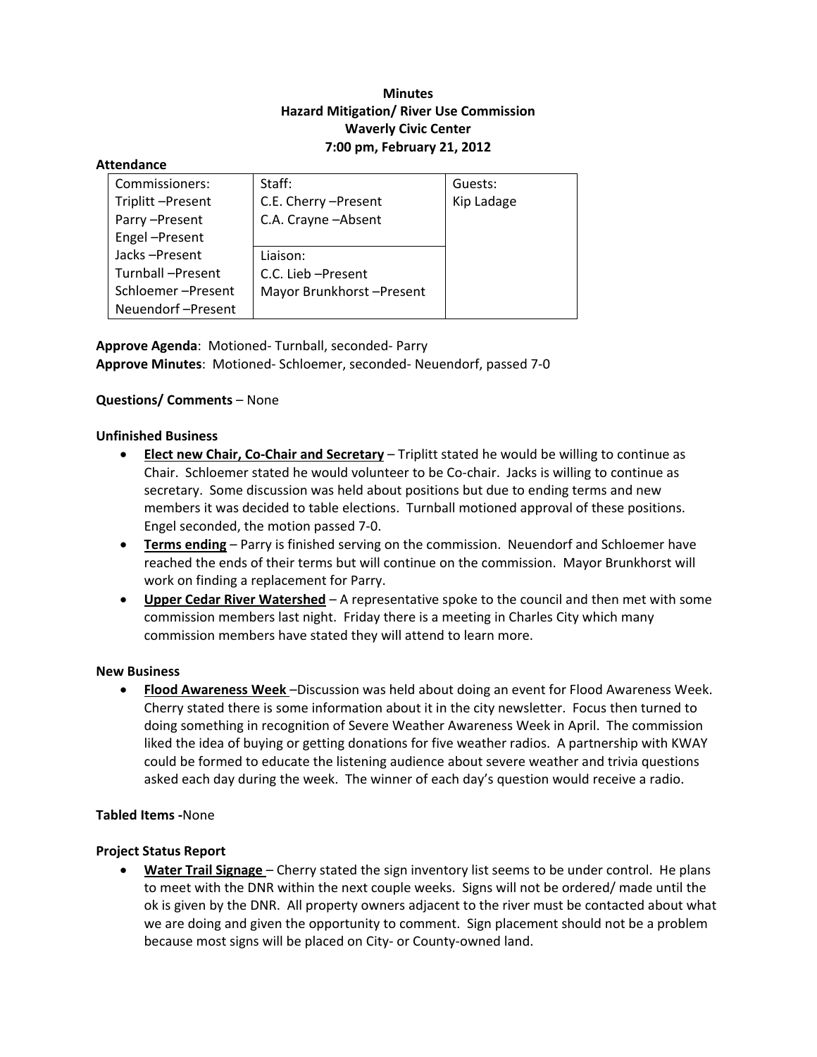**Minutes**
**Hazard Mitigation/ River Use Commission**
**Waverly Civic Center**
**7:00 pm, February 21, 2012**

**Attendance**

| Commissioners: | Staff: | Guests: |
|---|---|---|
| Triplitt –Present | C.E. Cherry –Present | Kip Ladage |
| Parry –Present | C.A. Crayne –Absent | |
| Engel –Present | | |
| Jacks –Present | Liaison: | |
| Turnball –Present | C.C. Lieb –Present | |
| Schloemer –Present | Mayor Brunkhorst –Present | |
| Neuendorf –Present | | |

**Approve Agenda**: Motioned- Turnball, seconded- Parry
**Approve Minutes**: Motioned- Schloemer, seconded- Neuendorf, passed 7-0

**Questions/ Comments** – None

**Unfinished Business**

- **Elect new Chair, Co-Chair and Secretary** – Triplitt stated he would be willing to continue as Chair. Schloemer stated he would volunteer to be Co-chair. Jacks is willing to continue as secretary. Some discussion was held about positions but due to ending terms and new members it was decided to table elections. Turnball motioned approval of these positions. Engel seconded, the motion passed 7-0.
- **Terms ending** – Parry is finished serving on the commission. Neuendorf and Schloemer have reached the ends of their terms but will continue on the commission. Mayor Brunkhorst will work on finding a replacement for Parry.
- **Upper Cedar River Watershed** – A representative spoke to the council and then met with some commission members last night. Friday there is a meeting in Charles City which many commission members have stated they will attend to learn more.

**New Business**

- **Flood Awareness Week** –Discussion was held about doing an event for Flood Awareness Week. Cherry stated there is some information about it in the city newsletter. Focus then turned to doing something in recognition of Severe Weather Awareness Week in April. The commission liked the idea of buying or getting donations for five weather radios. A partnership with KWAY could be formed to educate the listening audience about severe weather and trivia questions asked each day during the week. The winner of each day's question would receive a radio.

**Tabled Items -**None

**Project Status Report**

- **Water Trail Signage** – Cherry stated the sign inventory list seems to be under control. He plans to meet with the DNR within the next couple weeks. Signs will not be ordered/ made until the ok is given by the DNR. All property owners adjacent to the river must be contacted about what we are doing and given the opportunity to comment. Sign placement should not be a problem because most signs will be placed on City- or County-owned land.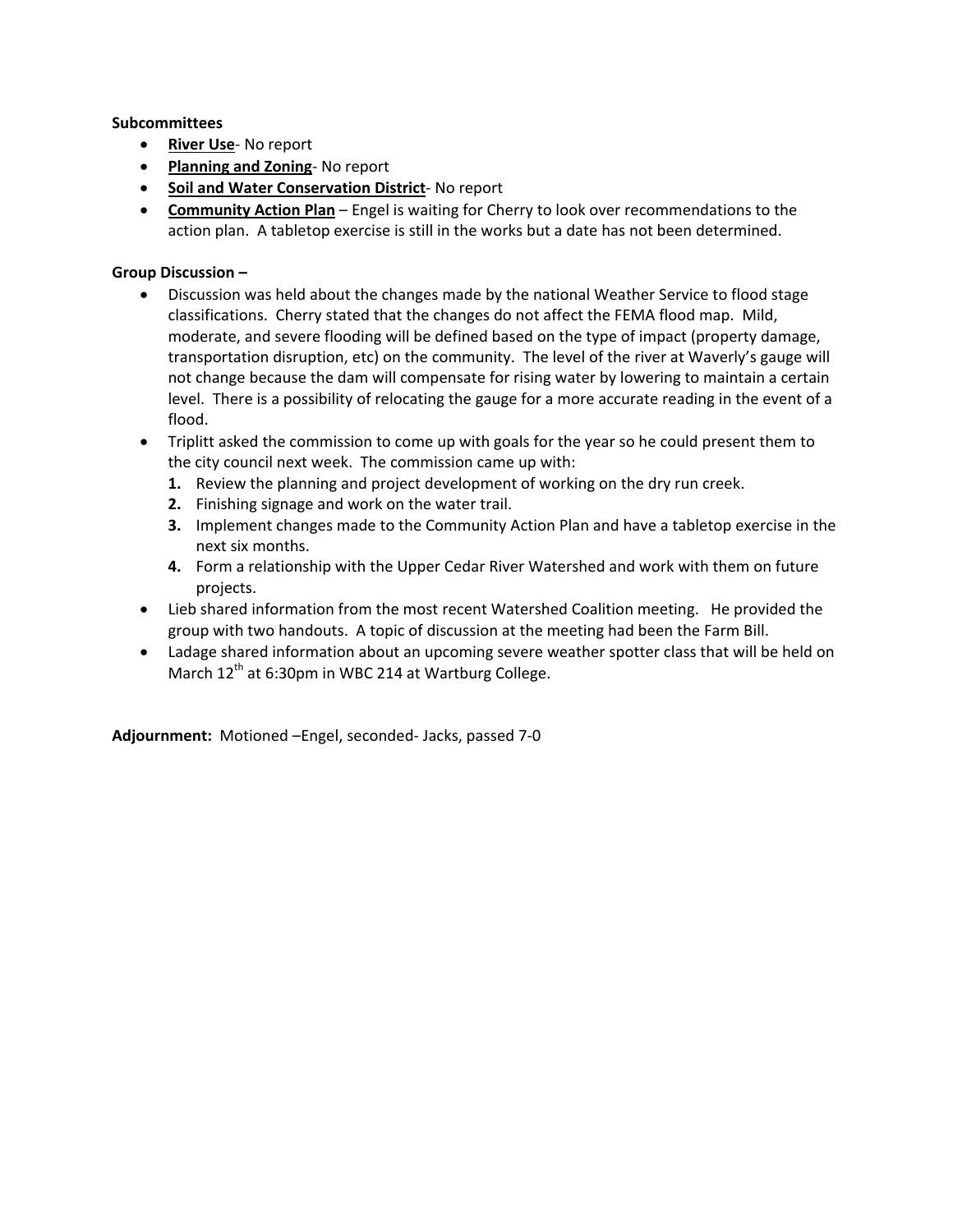**Subcommittees**

- **River Use**- No report
- **Planning and Zoning**- No report
- **Soil and Water Conservation District**- No report
- **Community Action Plan** – Engel is waiting for Cherry to look over recommendations to the action plan. A tabletop exercise is still in the works but a date has not been determined.

**Group Discussion –**

- Discussion was held about the changes made by the national Weather Service to flood stage classifications. Cherry stated that the changes do not affect the FEMA flood map. Mild, moderate, and severe flooding will be defined based on the type of impact (property damage, transportation disruption, etc) on the community. The level of the river at Waverly's gauge will not change because the dam will compensate for rising water by lowering to maintain a certain level. There is a possibility of relocating the gauge for a more accurate reading in the event of a flood.
- Triplitt asked the commission to come up with goals for the year so he could present them to the city council next week. The commission came up with:
  1. Review the planning and project development of working on the dry run creek.
  2. Finishing signage and work on the water trail.
  3. Implement changes made to the Community Action Plan and have a tabletop exercise in the next six months.
  4. Form a relationship with the Upper Cedar River Watershed and work with them on future projects.
- Lieb shared information from the most recent Watershed Coalition meeting. He provided the group with two handouts. A topic of discussion at the meeting had been the Farm Bill.
- Ladage shared information about an upcoming severe weather spotter class that will be held on March 12th at 6:30pm in WBC 214 at Wartburg College.

**Adjournment:** Motioned –Engel, seconded- Jacks, passed 7-0